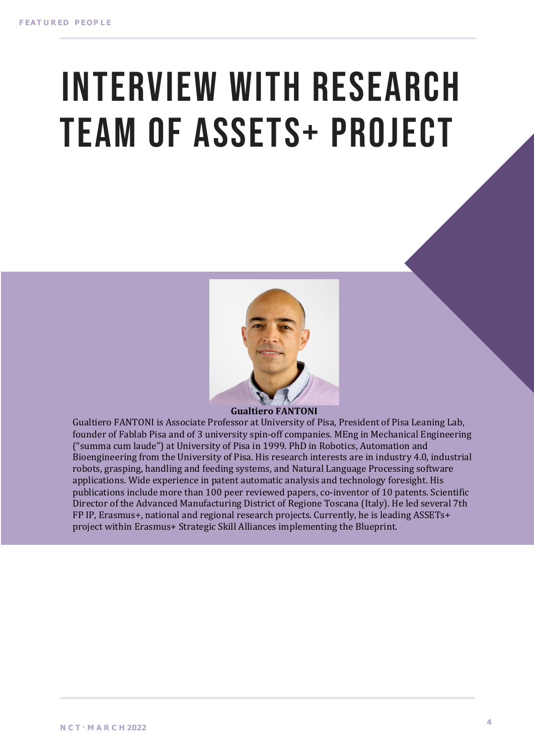# INTERVIEW WITH RESEARCH TEAM OF ASSETS+ PROJECT

**Gualtiero FANTONI**

Gualtiero FANTONI is Associate Professor at University of Pisa, President of Pisa Leaning Lab, founder of Fablab Pisa and of 3 university spin-off companies. MEng in Mechanical Engineering ("summa cum laude") at University of Pisa in 1999. PhD in Robotics, Automation and Bioengineering from the University of Pisa. His research interests are in industry 4.0, industrial robots, grasping, handling and feeding systems, and Natural Language Processing software applications. Wide experience in patent automatic analysis and technology foresight. His publications include more than 100 peer reviewed papers, co-inventor of 10 patents. Scientific Director of the Advanced Manufacturing District of Regione Toscana (Italy). He led several 7th FP IP, Erasmus+, national and regional research projects. Currently, he is leading ASSETs+ project within Erasmus+ Strategic Skill Alliances implementing the Blueprint.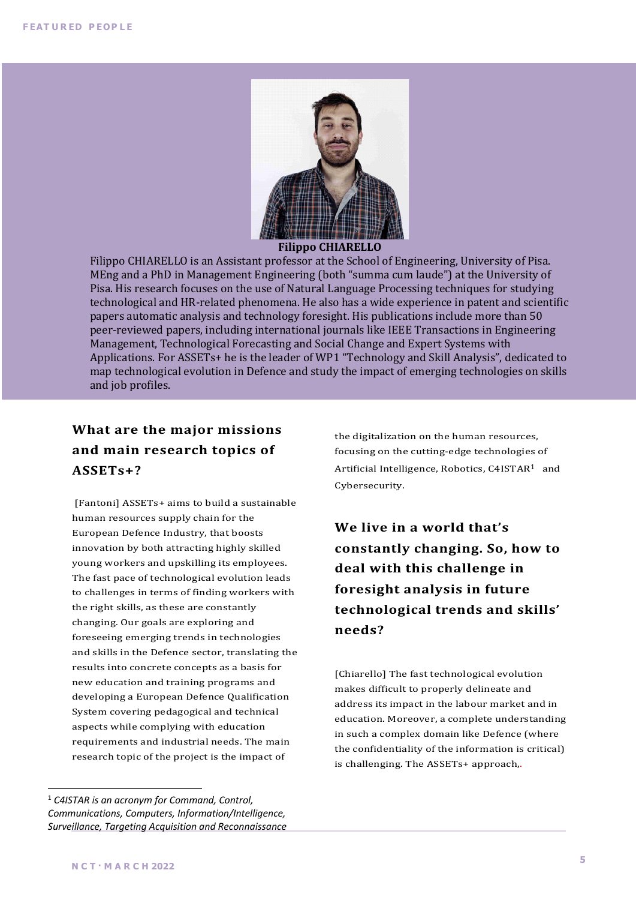**Filippo CHIARELLO**

Filippo CHIARELLO is an Assistant professor at the School of Engineering, University of Pisa. MEng and a PhD in Management Engineering (both "summa cum laude") at the University of Pisa. His research focuses on the use of Natural Language Processing techniques for studying technological and HR-related phenomena. He also has a wide experience in patent and scientific papers automatic analysis and technology foresight. His publications include more than 50 peer-reviewed papers, including international journals like IEEE Transactions in Engineering Management, Technological Forecasting and Social Change and Expert Systems with Applications. For ASSETs+ he is the leader of WP1 "Technology and Skill Analysis", dedicated to map technological evolution in Defence and study the impact of emerging technologies on skills and job profiles.

## What are the major missions and main research topics of ASSETs+?

[Fantoni] ASSETs+ aims to build a sustainable human resources supply chain for the European Defence Industry, that boosts innovation by both attracting highly skilled young workers and upskilling its employees. The fast pace of technological evolution leads to challenges in terms of finding workers with the right skills, as these are constantly changing. Our goals are exploring and foreseeing emerging trends in technologies and skills in the Defence sector, translating the results into concrete concepts as a basis for new education and training programs and developing a European Defence Qualification System covering pedagogical and technical aspects while complying with education requirements and industrial needs. The main research topic of the project is the impact of the digitalization on the human resources, focusing on the cutting-edge technologies of Artificial Intelligence, Robotics, C4ISTAR[1] and Cybersecurity.

## We live in a world that's constantly changing. So, how to deal with this challenge in foresight analysis in future technological trends and skills' needs?

[Chiarello] The fast technological evolution makes difficult to properly delineate and address its impact in the labour market and in education. Moreover, a complete understanding in such a complex domain like Defence (where the confidentiality of the information is critical) is challenging. The ASSETs+ approach,.

---

[1] *C4ISTAR is an acronym for Command, Control, Communications, Computers, Information/Intelligence, Surveillance, Targeting Acquisition and Reconnaissance*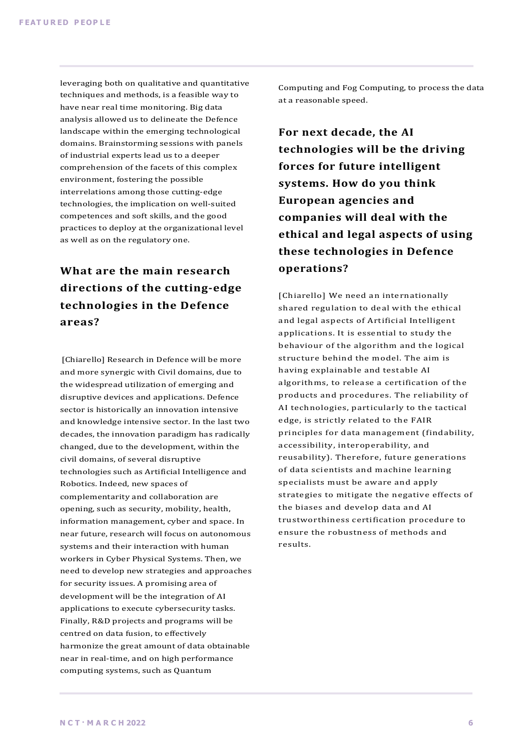leveraging both on qualitative and quantitative techniques and methods, is a feasible way to have near real time monitoring. Big data analysis allowed us to delineate the Defence landscape within the emerging technological domains. Brainstorming sessions with panels of industrial experts lead us to a deeper comprehension of the facets of this complex environment, fostering the possible interrelations among those cutting-edge technologies, the implication on well-suited competences and soft skills, and the good practices to deploy at the organizational level as well as on the regulatory one.

## What are the main research directions of the cutting-edge technologies in the Defence areas?

[Chiarello] Research in Defence will be more and more synergic with Civil domains, due to the widespread utilization of emerging and disruptive devices and applications. Defence sector is historically an innovation intensive and knowledge intensive sector. In the last two decades, the innovation paradigm has radically changed, due to the development, within the civil domains, of several disruptive technologies such as Artificial Intelligence and Robotics. Indeed, new spaces of complementarity and collaboration are opening, such as security, mobility, health, information management, cyber and space. In near future, research will focus on autonomous systems and their interaction with human workers in Cyber Physical Systems. Then, we need to develop new strategies and approaches for security issues. A promising area of development will be the integration of AI applications to execute cybersecurity tasks. Finally, R&D projects and programs will be centred on data fusion, to effectively harmonize the great amount of data obtainable near in real-time, and on high performance computing systems, such as Quantum Computing and Fog Computing, to process the data at a reasonable speed.

## For next decade, the AI technologies will be the driving forces for future intelligent systems. How do you think European agencies and companies will deal with the ethical and legal aspects of using these technologies in Defence operations?

[Chiarello] We need an internationally shared regulation to deal with the ethical and legal aspects of Artificial Intelligent applications. It is essential to study the behaviour of the algorithm and the logical structure behind the model. The aim is having explainable and testable AI algorithms, to release a certification of the products and procedures. The reliability of AI technologies, particularly to the tactical edge, is strictly related to the FAIR principles for data management (findability, accessibility, interoperability, and reusability). Therefore, future generations of data scientists and machine learning specialists must be aware and apply strategies to mitigate the negative effects of the biases and develop data and AI trustworthiness certification procedure to ensure the robustness of methods and results.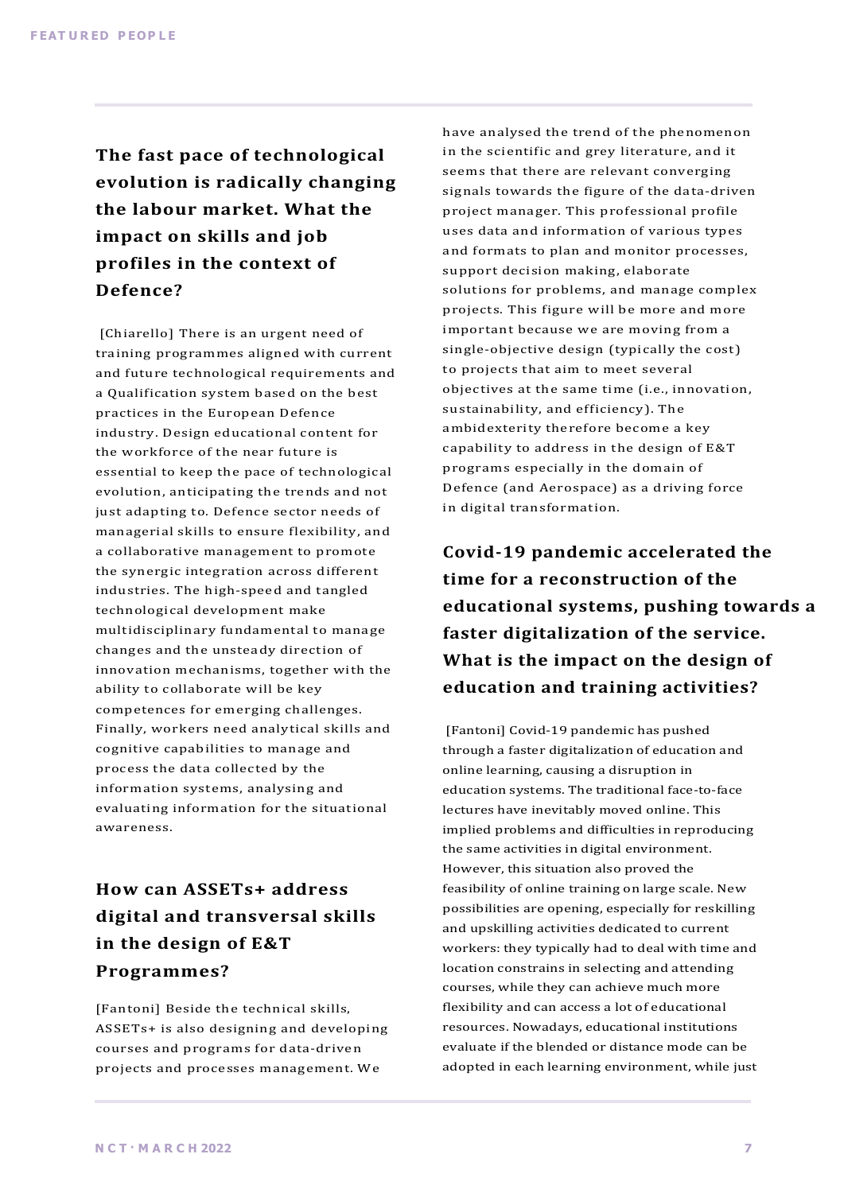## The fast pace of technological evolution is radically changing the labour market. What the impact on skills and job profiles in the context of Defence?

[Chiarello] There is an urgent need of training programmes aligned with current and future technological requirements and a Qualification system based on the best practices in the European Defence industry. Design educational content for the workforce of the near future is essential to keep the pace of technological evolution, anticipating the trends and not just adapting to. Defence sector needs of managerial skills to ensure flexibility, and a collaborative management to promote the synergic integration across different industries. The high-speed and tangled technological development make multidisciplinary fundamental to manage changes and the unsteady direction of innovation mechanisms, together with the ability to collaborate will be key competences for emerging challenges. Finally, workers need analytical skills and cognitive capabilities to manage and process the data collected by the information systems, analysing and evaluating information for the situational awareness.

## How can ASSETs+ address digital and transversal skills in the design of E&T Programmes?

[Fantoni] Beside the technical skills, ASSETs+ is also designing and developing courses and programs for data-driven projects and processes management. We have analysed the trend of the phenomenon in the scientific and grey literature, and it seems that there are relevant converging signals towards the figure of the data-driven project manager. This professional profile uses data and information of various types and formats to plan and monitor processes, support decision making, elaborate solutions for problems, and manage complex projects. This figure will be more and more important because we are moving from a single-objective design (typically the cost) to projects that aim to meet several objectives at the same time (i.e., innovation, sustainability, and efficiency). The ambidexterity therefore become a key capability to address in the design of E&T programs especially in the domain of Defence (and Aerospace) as a driving force in digital transformation.

## Covid-19 pandemic accelerated the time for a reconstruction of the educational systems, pushing towards a faster digitalization of the service. What is the impact on the design of education and training activities?

[Fantoni] Covid-19 pandemic has pushed through a faster digitalization of education and online learning, causing a disruption in education systems. The traditional face-to-face lectures have inevitably moved online. This implied problems and difficulties in reproducing the same activities in digital environment. However, this situation also proved the feasibility of online training on large scale. New possibilities are opening, especially for reskilling and upskilling activities dedicated to current workers: they typically had to deal with time and location constrains in selecting and attending courses, while they can achieve much more flexibility and can access a lot of educational resources. Nowadays, educational institutions evaluate if the blended or distance mode can be adopted in each learning environment, while just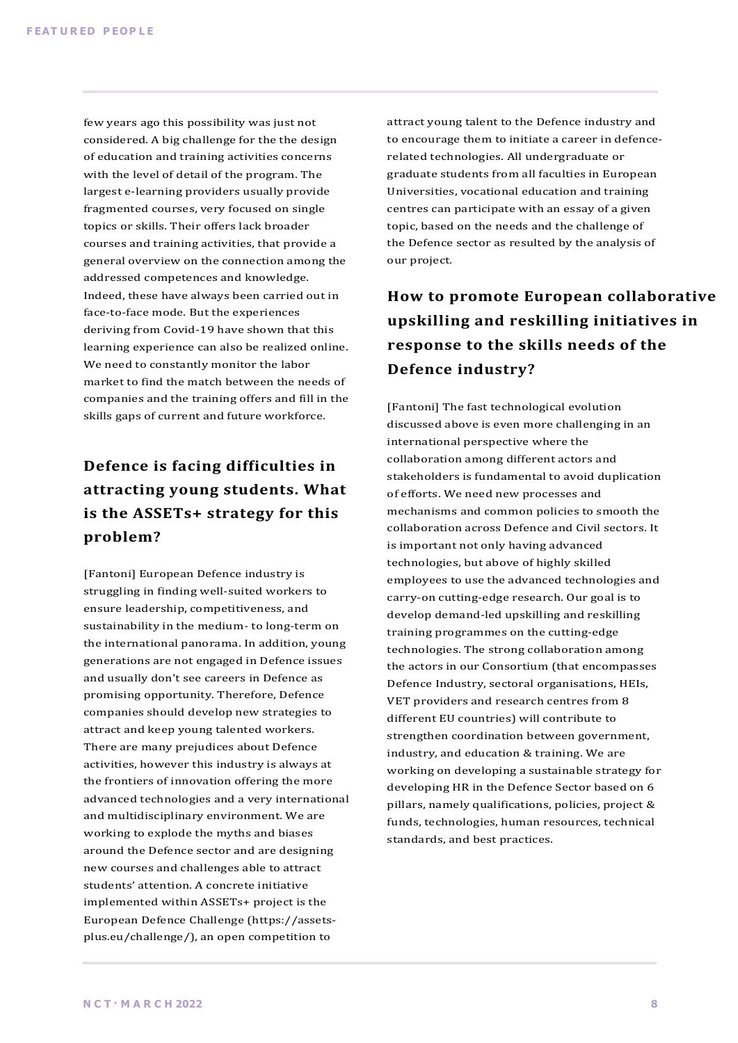few years ago this possibility was just not considered. A big challenge for the the design of education and training activities concerns with the level of detail of the program. The largest e-learning providers usually provide fragmented courses, very focused on single topics or skills. Their offers lack broader courses and training activities, that provide a general overview on the connection among the addressed competences and knowledge. Indeed, these have always been carried out in face-to-face mode. But the experiences deriving from Covid-19 have shown that this learning experience can also be realized online. We need to constantly monitor the labor market to find the match between the needs of companies and the training offers and fill in the skills gaps of current and future workforce.

## Defence is facing difficulties in attracting young students. What is the ASSETs+ strategy for this problem?

[Fantoni] European Defence industry is struggling in finding well-suited workers to ensure leadership, competitiveness, and sustainability in the medium- to long-term on the international panorama. In addition, young generations are not engaged in Defence issues and usually don't see careers in Defence as promising opportunity. Therefore, Defence companies should develop new strategies to attract and keep young talented workers. There are many prejudices about Defence activities, however this industry is always at the frontiers of innovation offering the more advanced technologies and a very international and multidisciplinary environment. We are working to explode the myths and biases around the Defence sector and are designing new courses and challenges able to attract students' attention. A concrete initiative implemented within ASSETs+ project is the European Defence Challenge (https://assets-plus.eu/challenge/), an open competition to attract young talent to the Defence industry and to encourage them to initiate a career in defence-related technologies. All undergraduate or graduate students from all faculties in European Universities, vocational education and training centres can participate with an essay of a given topic, based on the needs and the challenge of the Defence sector as resulted by the analysis of our project.

## How to promote European collaborative upskilling and reskilling initiatives in response to the skills needs of the Defence industry?

[Fantoni] The fast technological evolution discussed above is even more challenging in an international perspective where the collaboration among different actors and stakeholders is fundamental to avoid duplication of efforts. We need new processes and mechanisms and common policies to smooth the collaboration across Defence and Civil sectors. It is important not only having advanced technologies, but above of highly skilled employees to use the advanced technologies and carry-on cutting-edge research. Our goal is to develop demand-led upskilling and reskilling training programmes on the cutting-edge technologies. The strong collaboration among the actors in our Consortium (that encompasses Defence Industry, sectoral organisations, HEIs, VET providers and research centres from 8 different EU countries) will contribute to strengthen coordination between government, industry, and education & training. We are working on developing a sustainable strategy for developing HR in the Defence Sector based on 6 pillars, namely qualifications, policies, project & funds, technologies, human resources, technical standards, and best practices.